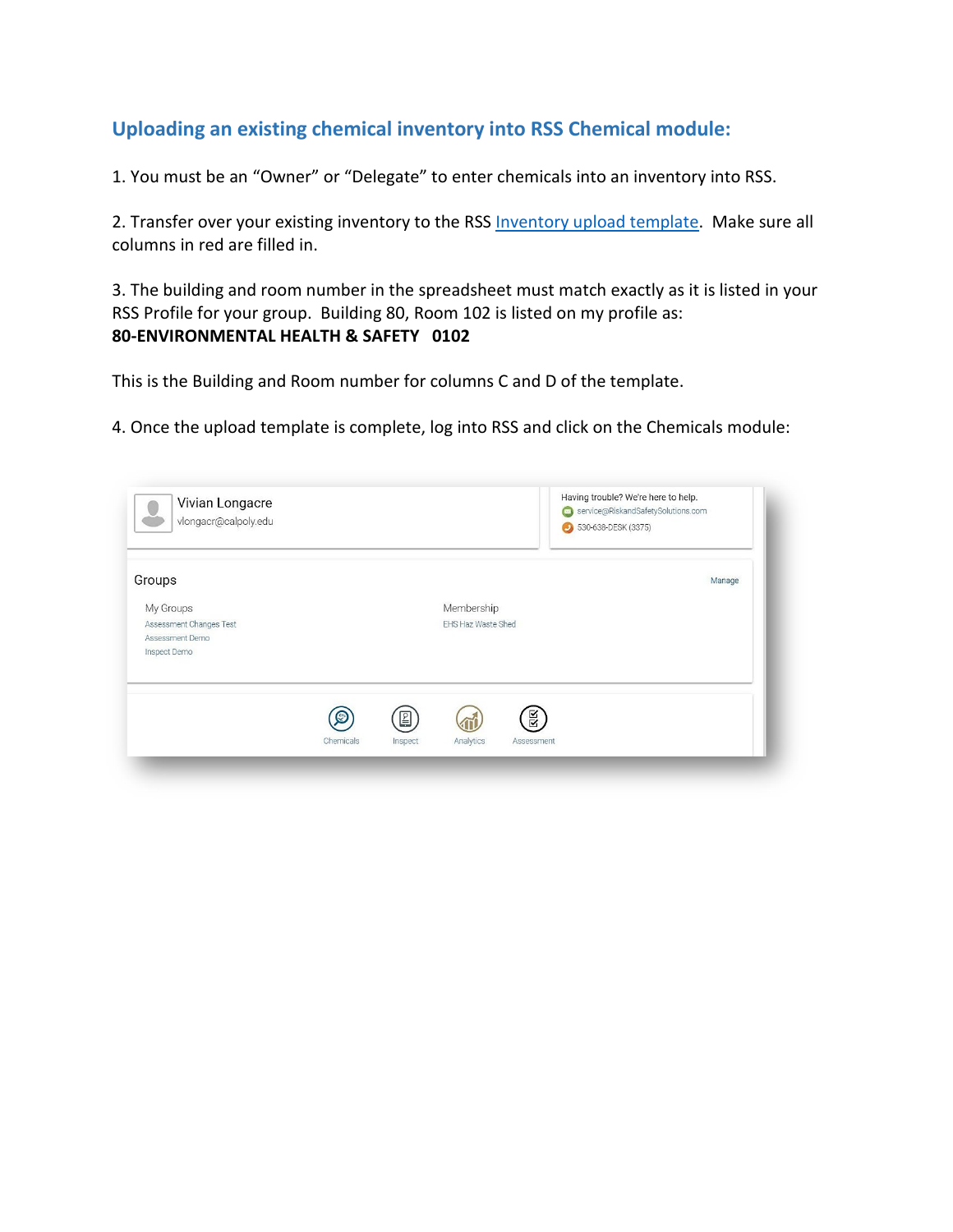## Uploading an existing chemical inventory into RSS Chemical module:

1. You must be an "Owner" or "Delegate" to enter chemicals into an inventory into RSS.

2. Transfer over your existing inventory to the RSS Inventory upload template. Make sure all columns in red are filled in.

3. The building and room number in the spreadsheet must match exactly as it is listed in your RSS Profile for your group. Building 80, Room 102 is listed on my profile as:
**80-ENVIRONMENTAL HEALTH & SAFETY 0102**

This is the Building and Room number for columns C and D of the template.

4. Once the upload template is complete, log into RSS and click on the Chemicals module: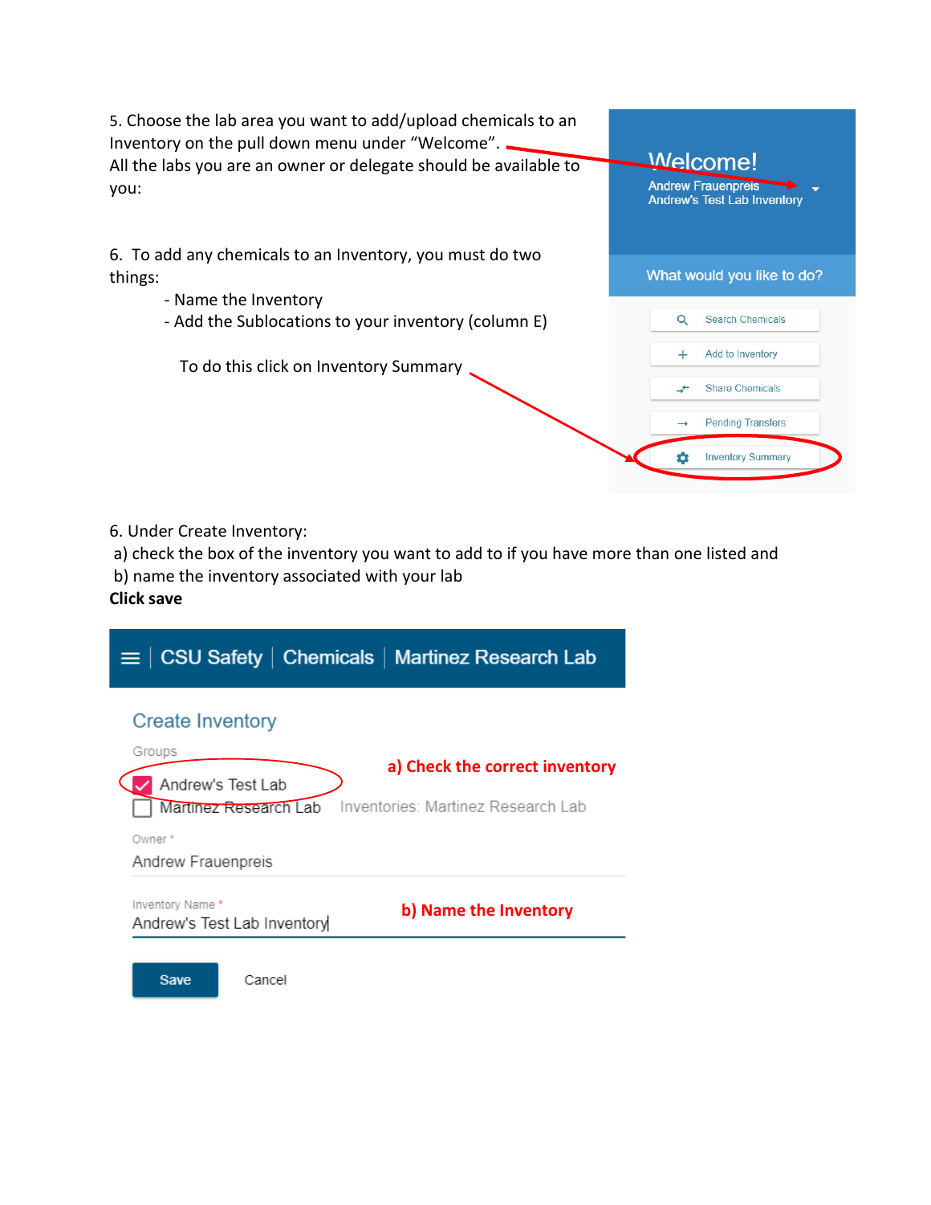5. Choose the lab area you want to add/upload chemicals to an Inventory on the pull down menu under "Welcome". All the labs you are an owner or delegate should be available to you:

Welcome!
Andrew Frauenpreis
Andrew's Test Lab Inventory

What would you like to do?

- Search Chemicals
- Add to Inventory
- Share Chemicals
- Pending Transfers
- Inventory Summary

6. To add any chemicals to an Inventory, you must do two things:

   - Name the Inventory
   - Add the Sublocations to your inventory (column E)

   To do this click on Inventory Summary

6. Under Create Inventory:
 a) check the box of the inventory you want to add to if you have more than one listed and
 b) name the inventory associated with your lab
**Click save**

CSU Safety | Chemicals | Martinez Research Lab

Create Inventory

Groups

- [x] Andrew's Test Lab
- [ ] Martinez Research Lab — Inventories: Martinez Research Lab

**a) Check the correct inventory**

Owner *
Andrew Frauenpreis

Inventory Name *
Andrew's Test Lab Inventory

**b) Name the Inventory**

Save   Cancel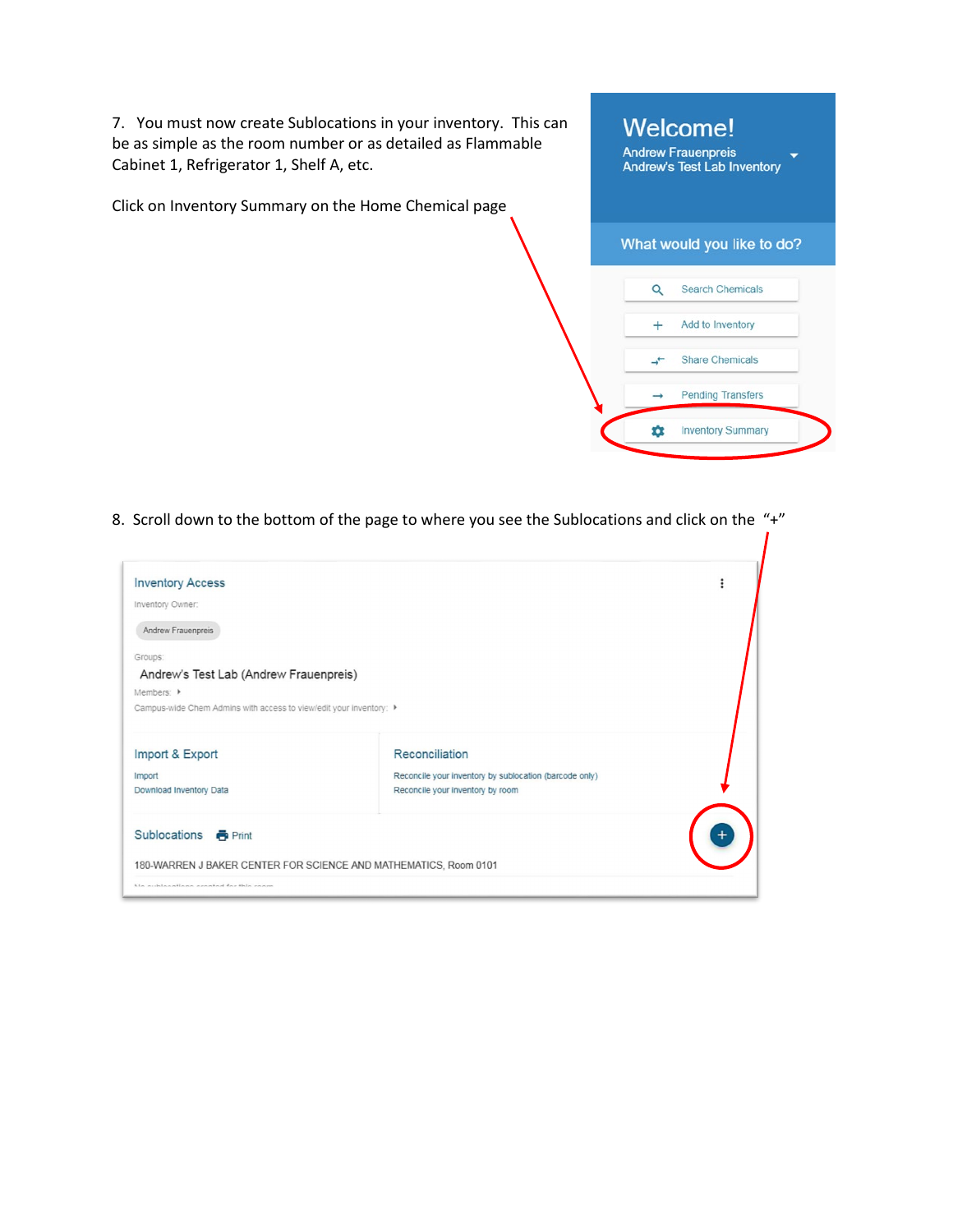7. You must now create Sublocations in your inventory. This can be as simple as the room number or as detailed as Flammable Cabinet 1, Refrigerator 1, Shelf A, etc.

Click on Inventory Summary on the Home Chemical page

Welcome!

Andrew Frauenpreis
Andrew's Test Lab Inventory

What would you like to do?

- Search Chemicals
- Add to Inventory
- Share Chemicals
- Pending Transfers
- Inventory Summary

8. Scroll down to the bottom of the page to where you see the Sublocations and click on the "+"

Inventory Access

Inventory Owner:

Andrew Frauenpreis

Groups:

Andrew's Test Lab (Andrew Frauenpreis)

Members:

Campus-wide Chem Admins with access to view/edit your inventory:

Import & Export

Import

Download Inventory Data

Reconciliation

Reconcile your inventory by sublocation (barcode only)

Reconcile your inventory by room

Sublocations Print

180-WARREN J BAKER CENTER FOR SCIENCE AND MATHEMATICS, Room 0101

No sublocations created for this room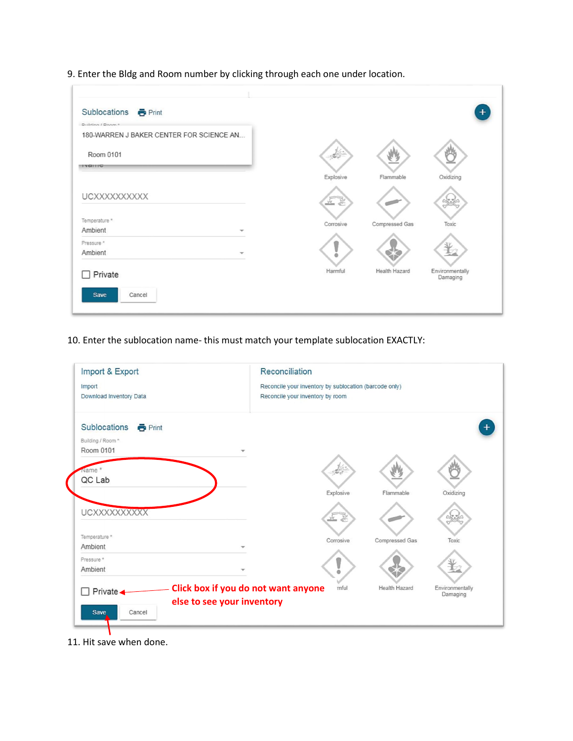9. Enter the Bldg and Room number by clicking through each one under location.

Sublocations Print

Building / Room *

180-WARREN J BAKER CENTER FOR SCIENCE AN...

Room 0101

Name

UCXXXXXXXXXX

Temperature *
Ambient

Pressure *
Ambient

Private

Save Cancel

Explosive Flammable Oxidizing Corrosive Compressed Gas Toxic Harmful Health Hazard Environmentally Damaging

10. Enter the sublocation name- this must match your template sublocation EXACTLY:

Import & Export

Import
Download Inventory Data

Reconciliation

Reconcile your inventory by sublocation (barcode only)
Reconcile your inventory by room

Sublocations Print

Building / Room *
Room 0101

Name *
QC Lab

UCXXXXXXXXXX

Temperature *
Ambient

Pressure *
Ambient

Private

Click box if you do not want anyone else to see your inventory

Save Cancel

Explosive Flammable Oxidizing Corrosive Compressed Gas Toxic Harmful Health Hazard Environmentally Damaging

11. Hit save when done.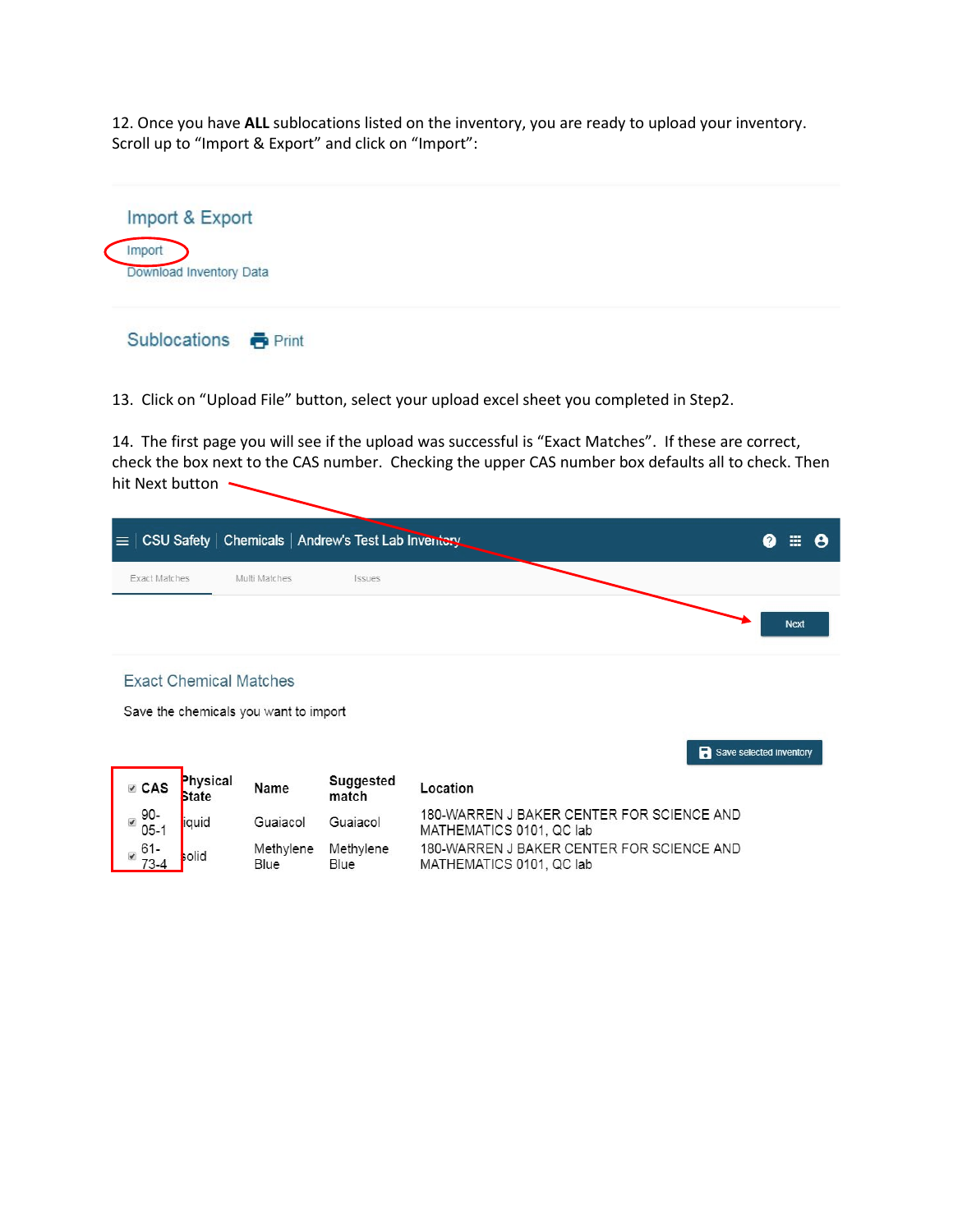12. Once you have **ALL** sublocations listed on the inventory, you are ready to upload your inventory. Scroll up to "Import & Export" and click on "Import":

Import & Export

Import

Download Inventory Data

Sublocations Print

13. Click on "Upload File" button, select your upload excel sheet you completed in Step2.

14. The first page you will see if the upload was successful is "Exact Matches". If these are correct, check the box next to the CAS number. Checking the upper CAS number box defaults all to check. Then hit Next button

CSU Safety | Chemicals | Andrew's Test Lab Inventory

Exact Matches Multi Matches Issues

Next

Exact Chemical Matches

Save the chemicals you want to import

Save selected inventory

| CAS | Physical State | Name | Suggested match | Location |
|---|---|---|---|---|
| 90-05-1 | liquid | Guaiacol | Guaiacol | 180-WARREN J BAKER CENTER FOR SCIENCE AND MATHEMATICS 0101, QC lab |
| 61-73-4 | solid | Methylene Blue | Methylene Blue | 180-WARREN J BAKER CENTER FOR SCIENCE AND MATHEMATICS 0101, QC lab |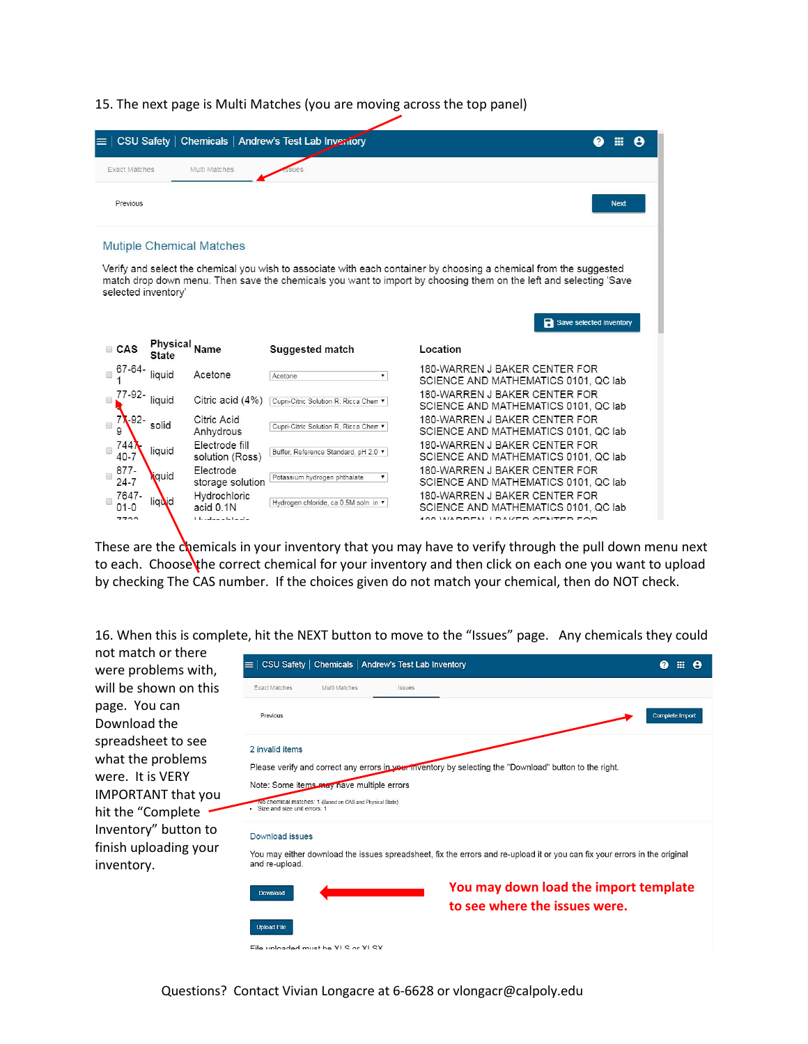15. The next page is Multi Matches (you are moving across the top panel)

These are the chemicals in your inventory that you may have to verify through the pull down menu next to each. Choose the correct chemical for your inventory and then click on each one you want to upload by checking The CAS number. If the choices given do not match your chemical, then do NOT check.

16. When this is complete, hit the NEXT button to move to the "Issues" page. Any chemicals they could not match or there were problems with, will be shown on this page. You can Download the spreadsheet to see what the problems were. It is VERY IMPORTANT that you hit the "Complete Inventory" button to finish uploading your inventory.

**You may down load the import template to see where the issues were.**

Questions? Contact Vivian Longacre at 6-6628 or vlongacr@calpoly.edu